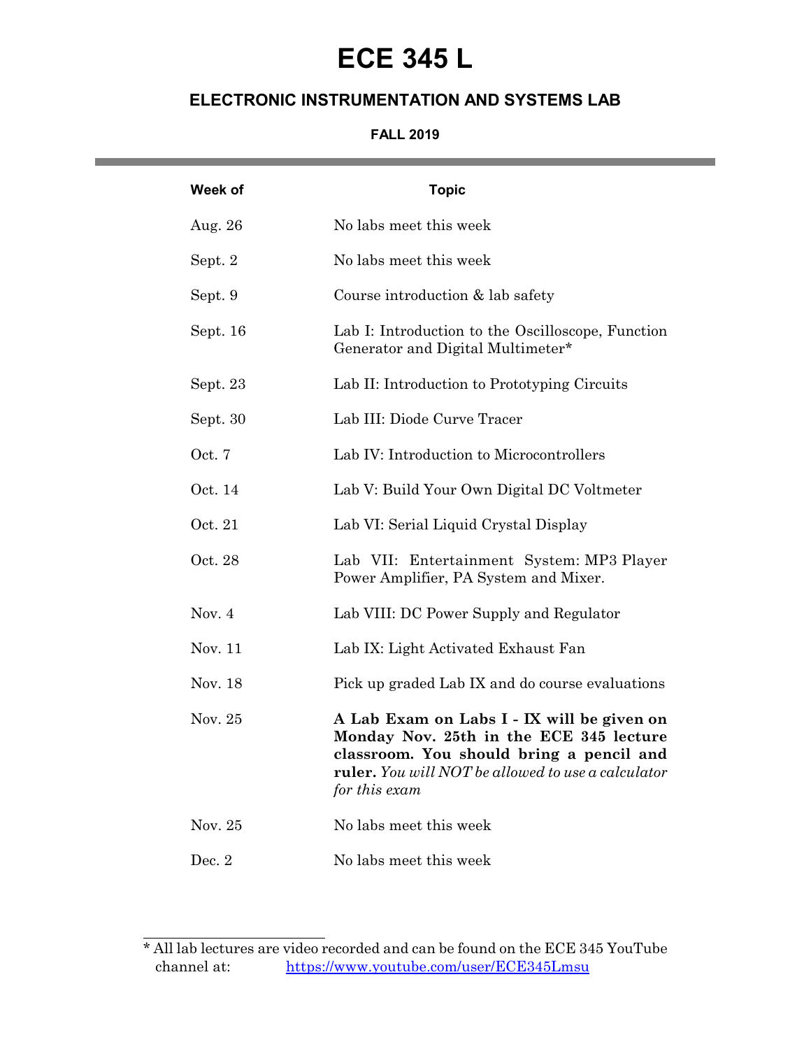# ECE 345 L

## ELECTRONIC INSTRUMENTATION AND SYSTEMS LAB

### FALL 2019

| Week of | Topic |
|---|---|
| Aug. 26 | No labs meet this week |
| Sept. 2 | No labs meet this week |
| Sept. 9 | Course introduction & lab safety |
| Sept. 16 | Lab I: Introduction to the Oscilloscope, Function Generator and Digital Multimeter* |
| Sept. 23 | Lab II: Introduction to Prototyping Circuits |
| Sept. 30 | Lab III: Diode Curve Tracer |
| Oct. 7 | Lab IV: Introduction to Microcontrollers |
| Oct. 14 | Lab V: Build Your Own Digital DC Voltmeter |
| Oct. 21 | Lab VI: Serial Liquid Crystal Display |
| Oct. 28 | Lab VII: Entertainment System: MP3 Player Power Amplifier, PA System and Mixer. |
| Nov. 4 | Lab VIII: DC Power Supply and Regulator |
| Nov. 11 | Lab IX: Light Activated Exhaust Fan |
| Nov. 18 | Pick up graded Lab IX and do course evaluations |
| Nov. 25 | **A Lab Exam on Labs I - IX will be given on Monday Nov. 25th in the ECE 345 lecture classroom. You should bring a pencil and ruler.** *You will NOT be allowed to use a calculator for this exam* |
| Nov. 25 | No labs meet this week |
| Dec. 2 | No labs meet this week |

---

* All lab lectures are video recorded and can be found on the ECE 345 YouTube channel at: https://www.youtube.com/user/ECE345Lmsu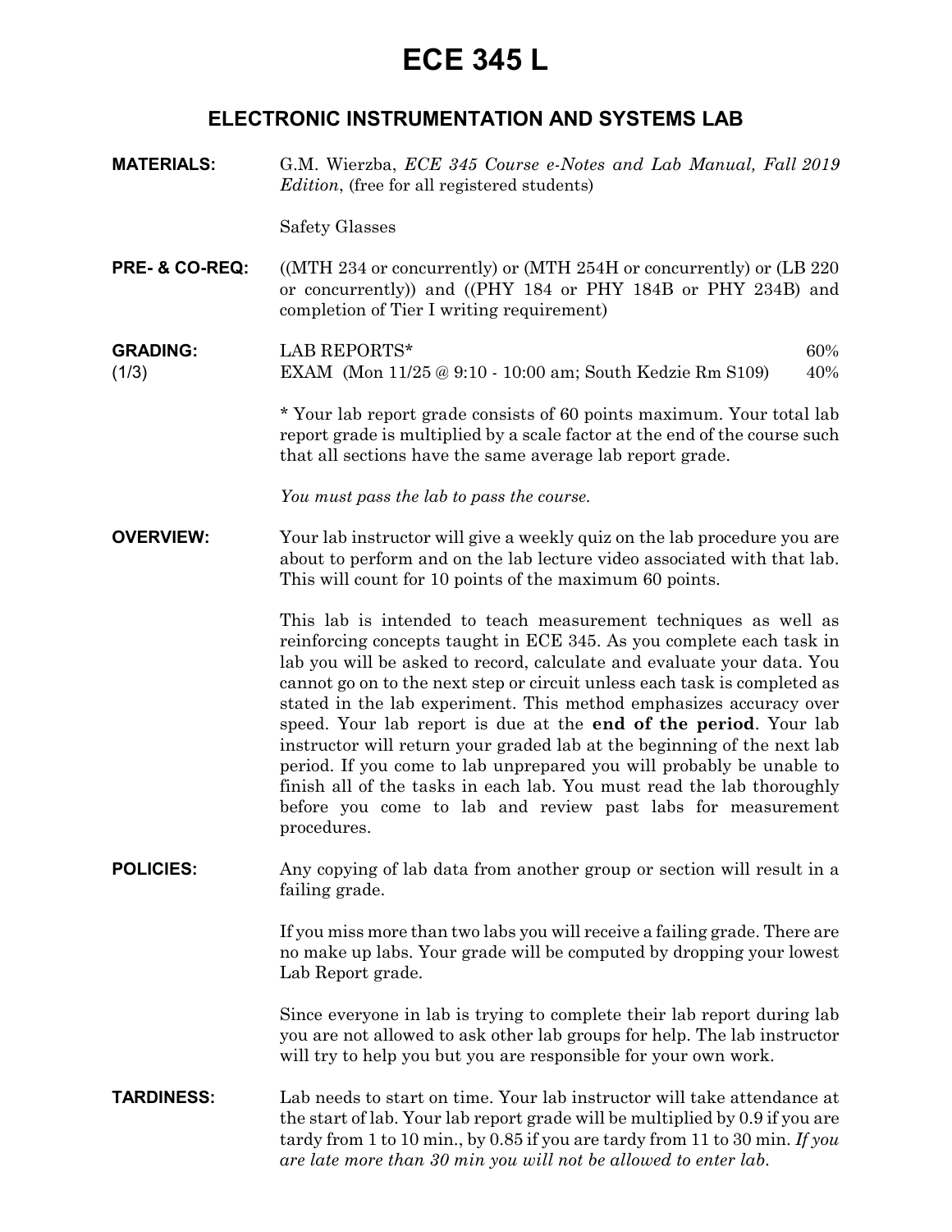# ECE 345 L

## ELECTRONIC INSTRUMENTATION AND SYSTEMS LAB

**MATERIALS:** G.M. Wierzba, *ECE 345 Course e-Notes and Lab Manual, Fall 2019 Edition*, (free for all registered students)

Safety Glasses

**PRE- & CO-REQ:** ((MTH 234 or concurrently) or (MTH 254H or concurrently) or (LB 220 or concurrently)) and ((PHY 184 or PHY 184B or PHY 234B) and completion of Tier I writing requirement)

**GRADING:** (1/3)

| | |
|---|---|
| LAB REPORTS* | 60% |
| EXAM (Mon 11/25 @ 9:10 - 10:00 am; South Kedzie Rm S109) | 40% |

* Your lab report grade consists of 60 points maximum. Your total lab report grade is multiplied by a scale factor at the end of the course such that all sections have the same average lab report grade.

*You must pass the lab to pass the course.*

**OVERVIEW:** Your lab instructor will give a weekly quiz on the lab procedure you are about to perform and on the lab lecture video associated with that lab. This will count for 10 points of the maximum 60 points.

This lab is intended to teach measurement techniques as well as reinforcing concepts taught in ECE 345. As you complete each task in lab you will be asked to record, calculate and evaluate your data. You cannot go on to the next step or circuit unless each task is completed as stated in the lab experiment. This method emphasizes accuracy over speed. Your lab report is due at the **end of the period**. Your lab instructor will return your graded lab at the beginning of the next lab period. If you come to lab unprepared you will probably be unable to finish all of the tasks in each lab. You must read the lab thoroughly before you come to lab and review past labs for measurement procedures.

**POLICIES:** Any copying of lab data from another group or section will result in a failing grade.

If you miss more than two labs you will receive a failing grade. There are no make up labs. Your grade will be computed by dropping your lowest Lab Report grade.

Since everyone in lab is trying to complete their lab report during lab you are not allowed to ask other lab groups for help. The lab instructor will try to help you but you are responsible for your own work.

**TARDINESS:** Lab needs to start on time. Your lab instructor will take attendance at the start of lab. Your lab report grade will be multiplied by 0.9 if you are tardy from 1 to 10 min., by 0.85 if you are tardy from 11 to 30 min. *If you are late more than 30 min you will not be allowed to enter lab.*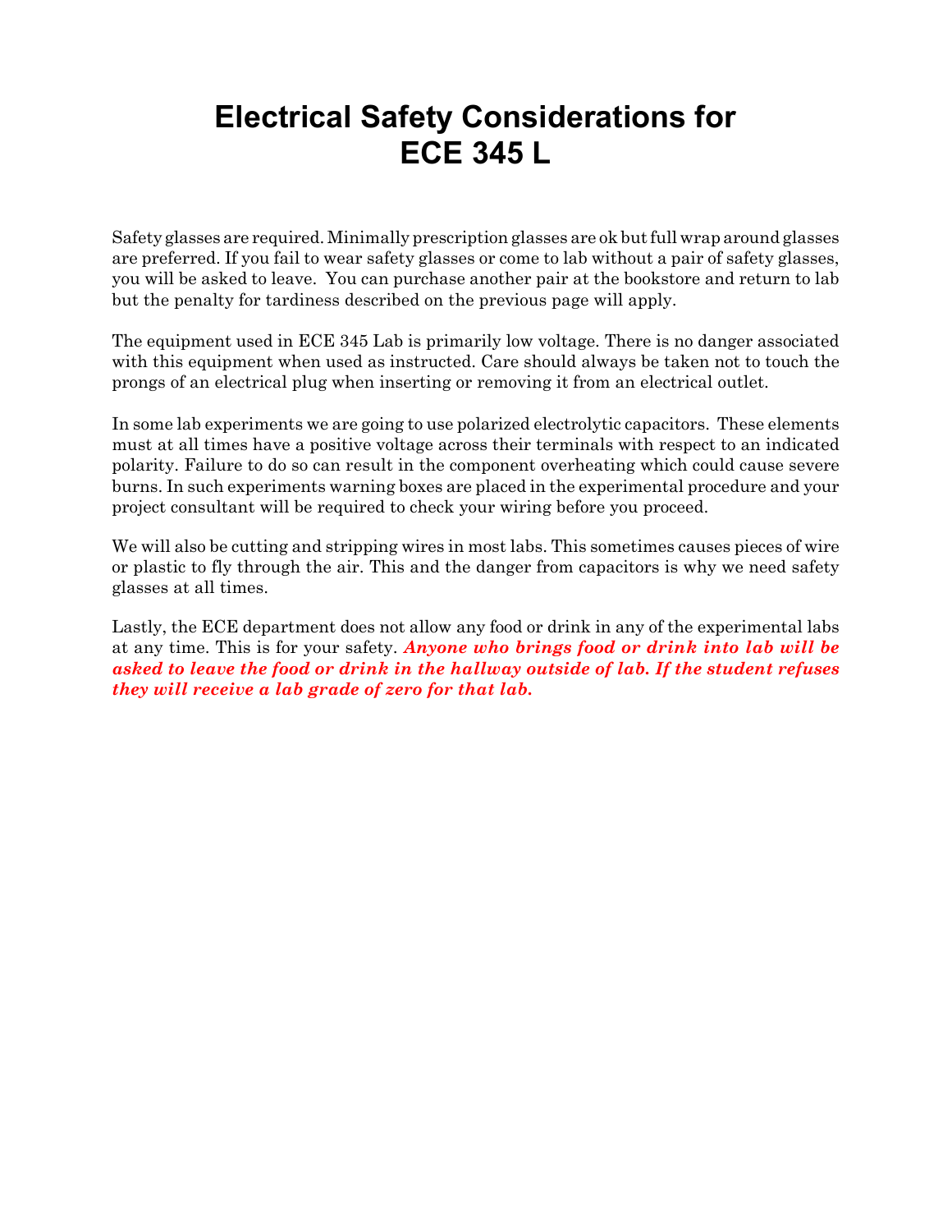# Electrical Safety Considerations for ECE 345 L

Safety glasses are required. Minimally prescription glasses are ok but full wrap around glasses are preferred. If you fail to wear safety glasses or come to lab without a pair of safety glasses, you will be asked to leave. You can purchase another pair at the bookstore and return to lab but the penalty for tardiness described on the previous page will apply.

The equipment used in ECE 345 Lab is primarily low voltage. There is no danger associated with this equipment when used as instructed. Care should always be taken not to touch the prongs of an electrical plug when inserting or removing it from an electrical outlet.

In some lab experiments we are going to use polarized electrolytic capacitors. These elements must at all times have a positive voltage across their terminals with respect to an indicated polarity. Failure to do so can result in the component overheating which could cause severe burns. In such experiments warning boxes are placed in the experimental procedure and your project consultant will be required to check your wiring before you proceed.

We will also be cutting and stripping wires in most labs. This sometimes causes pieces of wire or plastic to fly through the air. This and the danger from capacitors is why we need safety glasses at all times.

Lastly, the ECE department does not allow any food or drink in any of the experimental labs at any time. This is for your safety. ***Anyone who brings food or drink into lab will be asked to leave the food or drink in the hallway outside of lab. If the student refuses they will receive a lab grade of zero for that lab.***